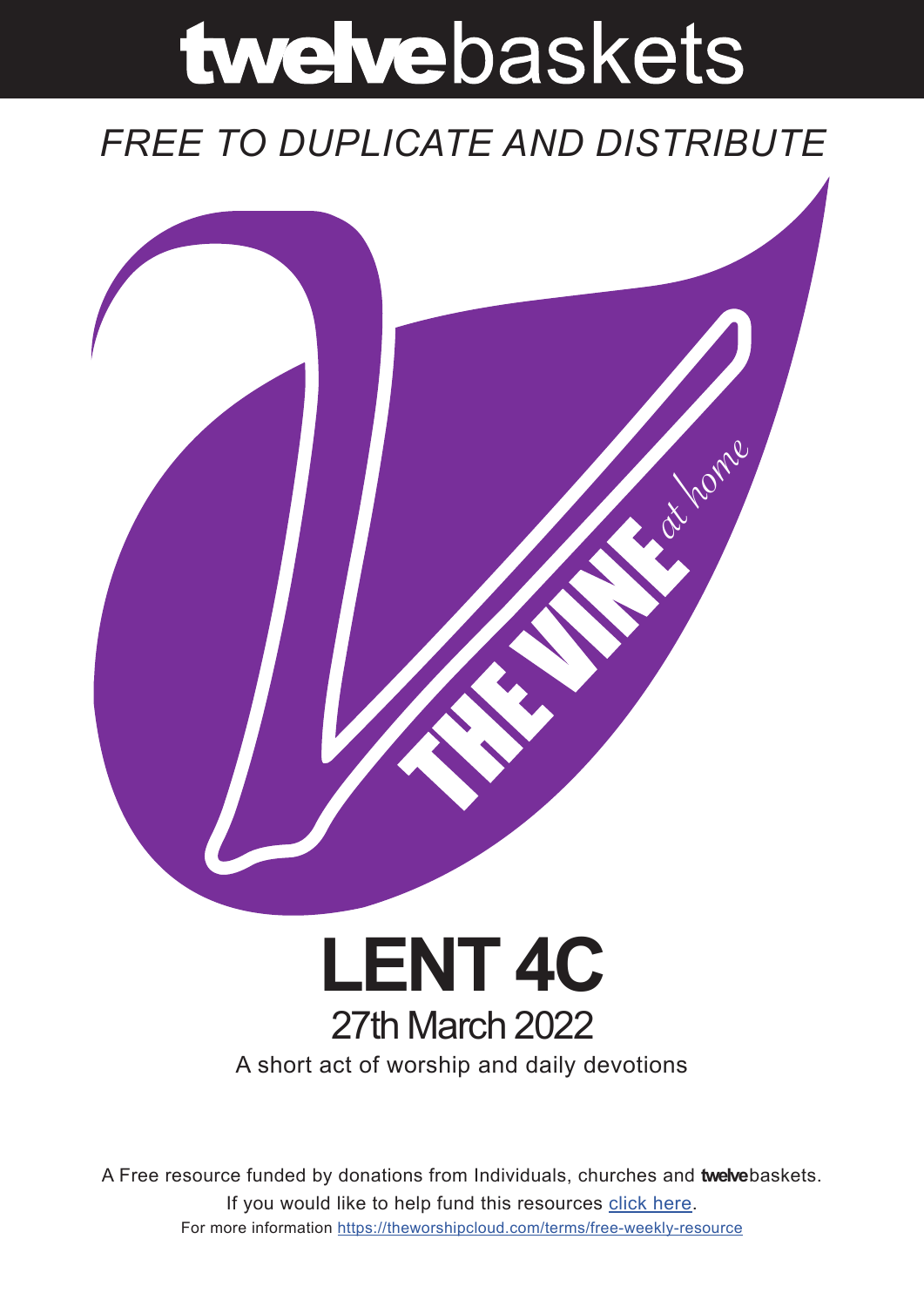# twelvebaskets

*FREE TO DUPLICATE AND DISTRIBUTE*

THE VINE *at home*

# LENT 4C

## 27th March 2022

A short act of worship and daily devotions

A Free resource funded by donations from Individuals, churches and **twelve**baskets.

If you would like to help fund this resources [click here](#).

For more information [https://theworshipcloud.com/terms/free-weekly-resource](https://theworshipcloud.com/terms/free-weekly-resource)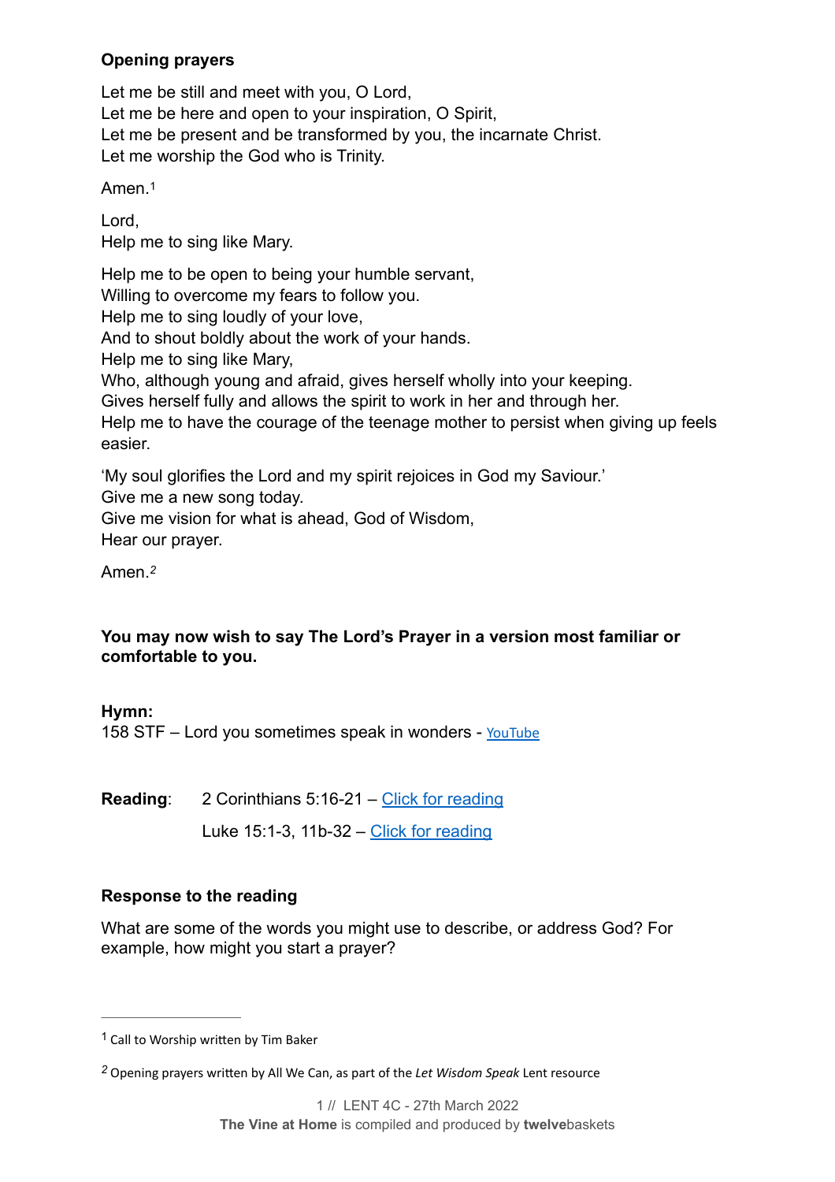**Opening prayers**

Let me be still and meet with you, O Lord,
Let me be here and open to your inspiration, O Spirit,
Let me be present and be transformed by you, the incarnate Christ.
Let me worship the God who is Trinity.

Amen.[1]

Lord,
Help me to sing like Mary.

Help me to be open to being your humble servant,
Willing to overcome my fears to follow you.
Help me to sing loudly of your love,
And to shout boldly about the work of your hands.
Help me to sing like Mary,
Who, although young and afraid, gives herself wholly into your keeping.
Gives herself fully and allows the spirit to work in her and through her.
Help me to have the courage of the teenage mother to persist when giving up feels easier.

'My soul glorifies the Lord and my spirit rejoices in God my Saviour.'
Give me a new song today.
Give me vision for what is ahead, God of Wisdom,
Hear our prayer.

Amen.[2]

**You may now wish to say The Lord's Prayer in a version most familiar or comfortable to you.**

**Hymn:**
158 STF – Lord you sometimes speak in wonders - YouTube

**Reading**: 2 Corinthians 5:16-21 – Click for reading

Luke 15:1-3, 11b-32 – Click for reading

**Response to the reading**

What are some of the words you might use to describe, or address God? For example, how might you start a prayer?

---

[1] Call to Worship written by Tim Baker

[2] Opening prayers written by All We Can, as part of the *Let Wisdom Speak* Lent resource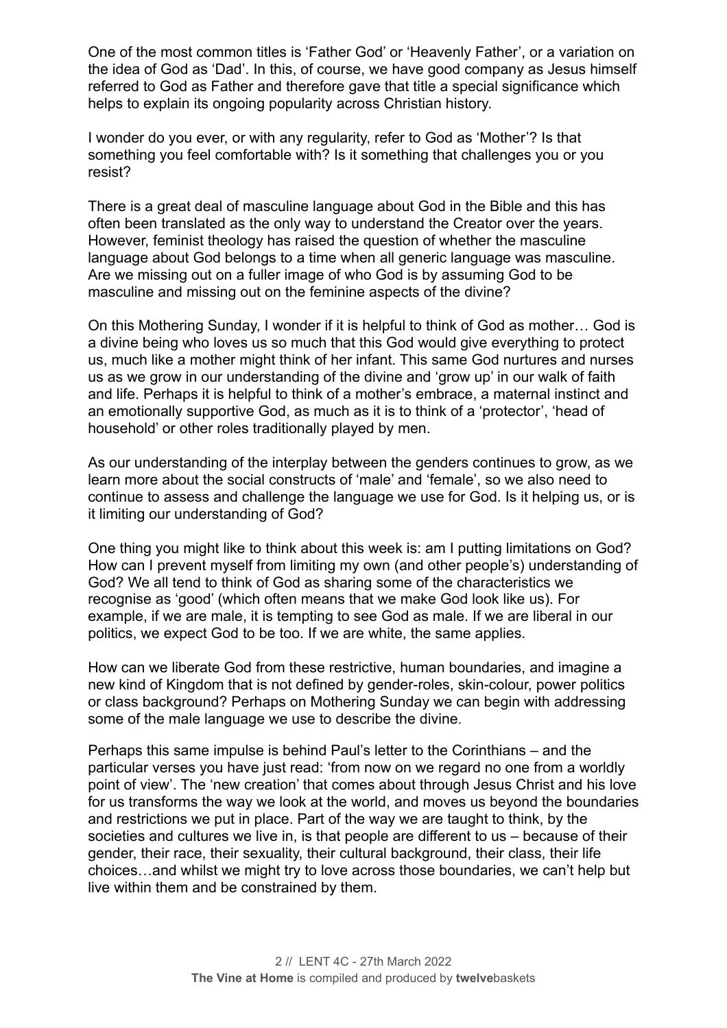One of the most common titles is 'Father God' or 'Heavenly Father', or a variation on the idea of God as 'Dad'. In this, of course, we have good company as Jesus himself referred to God as Father and therefore gave that title a special significance which helps to explain its ongoing popularity across Christian history.

I wonder do you ever, or with any regularity, refer to God as 'Mother'? Is that something you feel comfortable with? Is it something that challenges you or you resist?

There is a great deal of masculine language about God in the Bible and this has often been translated as the only way to understand the Creator over the years. However, feminist theology has raised the question of whether the masculine language about God belongs to a time when all generic language was masculine. Are we missing out on a fuller image of who God is by assuming God to be masculine and missing out on the feminine aspects of the divine?

On this Mothering Sunday, I wonder if it is helpful to think of God as mother… God is a divine being who loves us so much that this God would give everything to protect us, much like a mother might think of her infant. This same God nurtures and nurses us as we grow in our understanding of the divine and 'grow up' in our walk of faith and life. Perhaps it is helpful to think of a mother's embrace, a maternal instinct and an emotionally supportive God, as much as it is to think of a 'protector', 'head of household' or other roles traditionally played by men.

As our understanding of the interplay between the genders continues to grow, as we learn more about the social constructs of 'male' and 'female', so we also need to continue to assess and challenge the language we use for God. Is it helping us, or is it limiting our understanding of God?

One thing you might like to think about this week is: am I putting limitations on God? How can I prevent myself from limiting my own (and other people's) understanding of God? We all tend to think of God as sharing some of the characteristics we recognise as 'good' (which often means that we make God look like us). For example, if we are male, it is tempting to see God as male. If we are liberal in our politics, we expect God to be too. If we are white, the same applies.

How can we liberate God from these restrictive, human boundaries, and imagine a new kind of Kingdom that is not defined by gender-roles, skin-colour, power politics or class background? Perhaps on Mothering Sunday we can begin with addressing some of the male language we use to describe the divine.

Perhaps this same impulse is behind Paul's letter to the Corinthians – and the particular verses you have just read: 'from now on we regard no one from a worldly point of view'. The 'new creation' that comes about through Jesus Christ and his love for us transforms the way we look at the world, and moves us beyond the boundaries and restrictions we put in place. Part of the way we are taught to think, by the societies and cultures we live in, is that people are different to us – because of their gender, their race, their sexuality, their cultural background, their class, their life choices…and whilst we might try to love across those boundaries, we can't help but live within them and be constrained by them.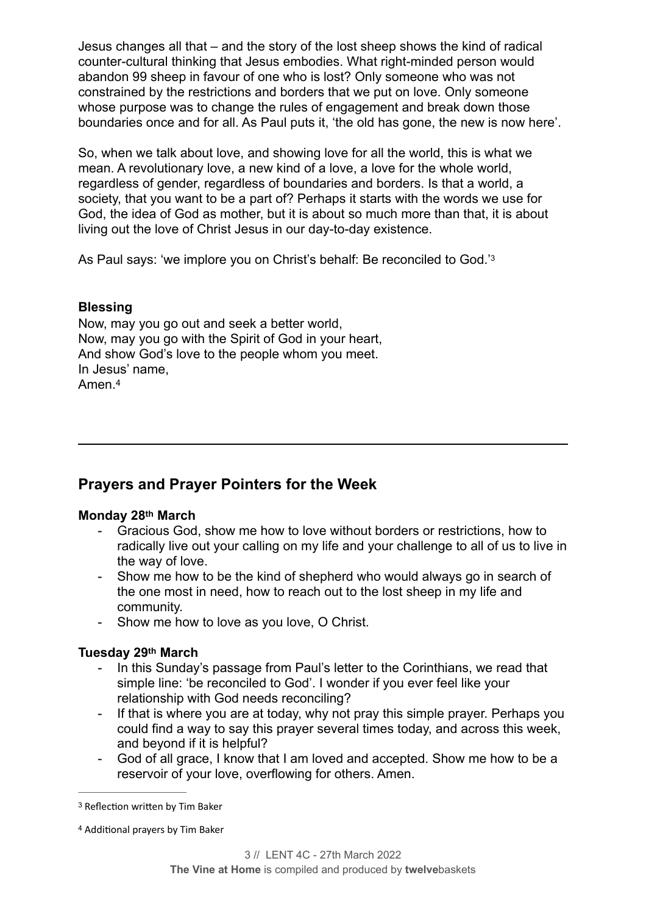Jesus changes all that – and the story of the lost sheep shows the kind of radical counter-cultural thinking that Jesus embodies. What right-minded person would abandon 99 sheep in favour of one who is lost? Only someone who was not constrained by the restrictions and borders that we put on love. Only someone whose purpose was to change the rules of engagement and break down those boundaries once and for all. As Paul puts it, 'the old has gone, the new is now here'.

So, when we talk about love, and showing love for all the world, this is what we mean. A revolutionary love, a new kind of a love, a love for the whole world, regardless of gender, regardless of boundaries and borders. Is that a world, a society, that you want to be a part of? Perhaps it starts with the words we use for God, the idea of God as mother, but it is about so much more than that, it is about living out the love of Christ Jesus in our day-to-day existence.

As Paul says: 'we implore you on Christ's behalf: Be reconciled to God.'[3]

**Blessing**
Now, may you go out and seek a better world,
Now, may you go with the Spirit of God in your heart,
And show God's love to the people whom you meet.
In Jesus' name,
Amen.[4]

---

## Prayers and Prayer Pointers for the Week

**Monday 28th March**

- Gracious God, show me how to love without borders or restrictions, how to radically live out your calling on my life and your challenge to all of us to live in the way of love.
- Show me how to be the kind of shepherd who would always go in search of the one most in need, how to reach out to the lost sheep in my life and community.
- Show me how to love as you love, O Christ.

**Tuesday 29th March**

- In this Sunday's passage from Paul's letter to the Corinthians, we read that simple line: 'be reconciled to God'. I wonder if you ever feel like your relationship with God needs reconciling?
- If that is where you are at today, why not pray this simple prayer. Perhaps you could find a way to say this prayer several times today, and across this week, and beyond if it is helpful?
- God of all grace, I know that I am loved and accepted. Show me how to be a reservoir of your love, overflowing for others. Amen.

---

[3] Reflection written by Tim Baker

[4] Additional prayers by Tim Baker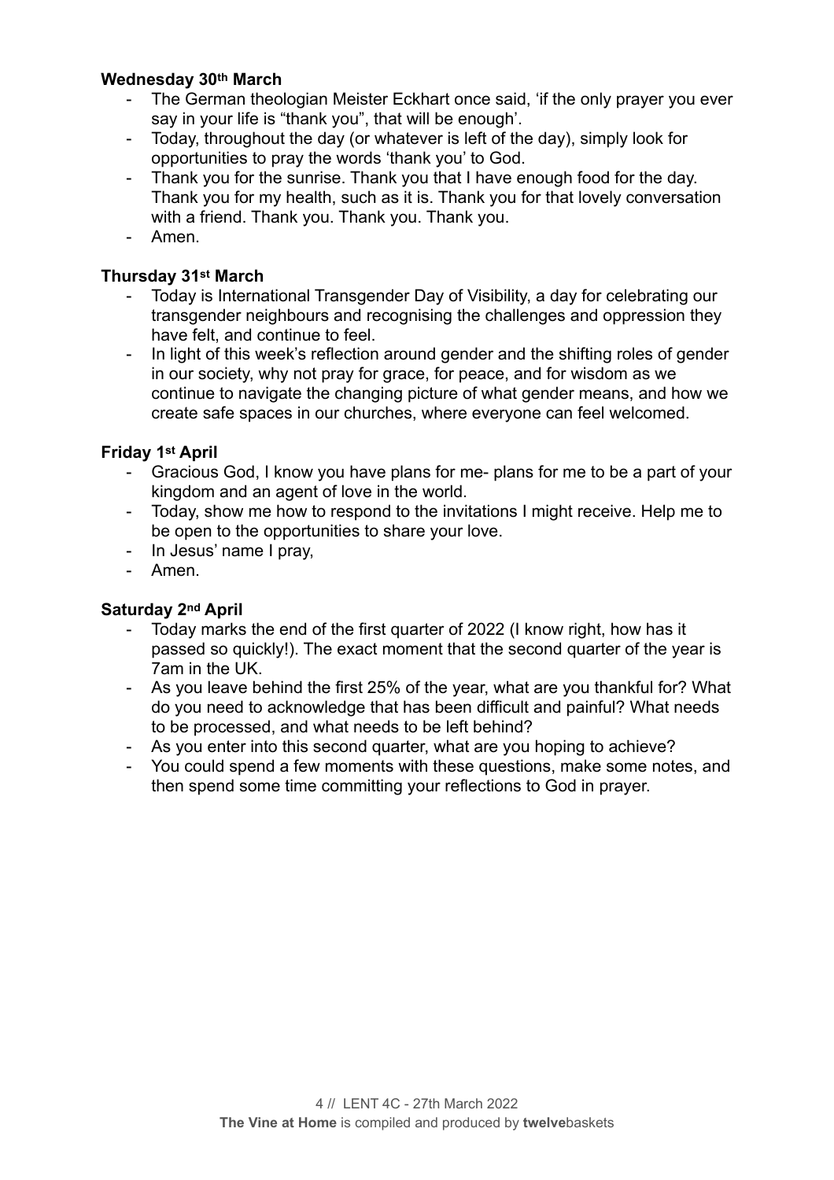**Wednesday 30th March**

- The German theologian Meister Eckhart once said, 'if the only prayer you ever say in your life is "thank you", that will be enough'.
- Today, throughout the day (or whatever is left of the day), simply look for opportunities to pray the words 'thank you' to God.
- Thank you for the sunrise. Thank you that I have enough food for the day. Thank you for my health, such as it is. Thank you for that lovely conversation with a friend. Thank you. Thank you. Thank you.
- Amen.

**Thursday 31st March**

- Today is International Transgender Day of Visibility, a day for celebrating our transgender neighbours and recognising the challenges and oppression they have felt, and continue to feel.
- In light of this week's reflection around gender and the shifting roles of gender in our society, why not pray for grace, for peace, and for wisdom as we continue to navigate the changing picture of what gender means, and how we create safe spaces in our churches, where everyone can feel welcomed.

**Friday 1st April**

- Gracious God, I know you have plans for me- plans for me to be a part of your kingdom and an agent of love in the world.
- Today, show me how to respond to the invitations I might receive. Help me to be open to the opportunities to share your love.
- In Jesus' name I pray,
- Amen.

**Saturday 2nd April**

- Today marks the end of the first quarter of 2022 (I know right, how has it passed so quickly!). The exact moment that the second quarter of the year is 7am in the UK.
- As you leave behind the first 25% of the year, what are you thankful for? What do you need to acknowledge that has been difficult and painful? What needs to be processed, and what needs to be left behind?
- As you enter into this second quarter, what are you hoping to achieve?
- You could spend a few moments with these questions, make some notes, and then spend some time committing your reflections to God in prayer.